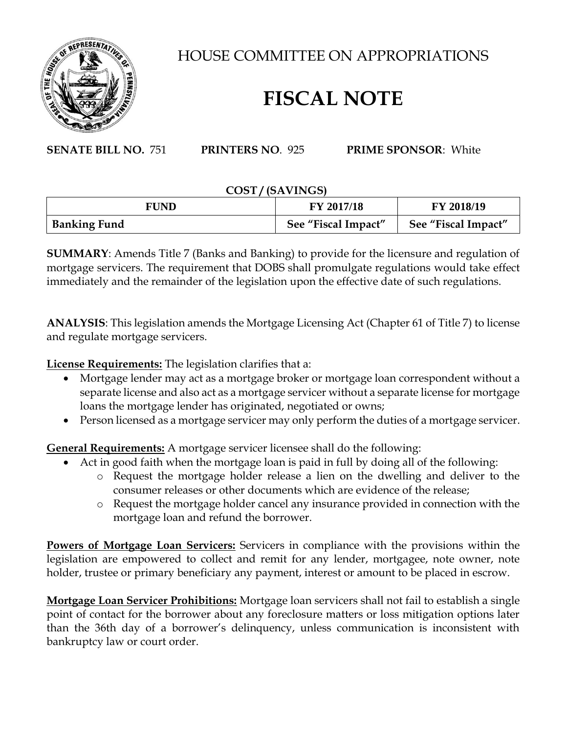# HOUSE COMMITTEE ON APPROPRIATIONS

# FISCAL NOTE

**SENATE BILL NO.** 751 **PRINTERS NO**. 925 **PRIME SPONSOR**: White

**COST / (SAVINGS)**

| FUND | FY 2017/18 | FY 2018/19 |
|---|---|---|
| **Banking Fund** | **See "Fiscal Impact"** | **See "Fiscal Impact"** |

**SUMMARY**: Amends Title 7 (Banks and Banking) to provide for the licensure and regulation of mortgage servicers. The requirement that DOBS shall promulgate regulations would take effect immediately and the remainder of the legislation upon the effective date of such regulations.

**ANALYSIS**: This legislation amends the Mortgage Licensing Act (Chapter 61 of Title 7) to license and regulate mortgage servicers.

**License Requirements:** The legislation clarifies that a:

- Mortgage lender may act as a mortgage broker or mortgage loan correspondent without a separate license and also act as a mortgage servicer without a separate license for mortgage loans the mortgage lender has originated, negotiated or owns;
- Person licensed as a mortgage servicer may only perform the duties of a mortgage servicer.

**General Requirements:** A mortgage servicer licensee shall do the following:

- Act in good faith when the mortgage loan is paid in full by doing all of the following:
  - Request the mortgage holder release a lien on the dwelling and deliver to the consumer releases or other documents which are evidence of the release;
  - Request the mortgage holder cancel any insurance provided in connection with the mortgage loan and refund the borrower.

**Powers of Mortgage Loan Servicers:** Servicers in compliance with the provisions within the legislation are empowered to collect and remit for any lender, mortgagee, note owner, note holder, trustee or primary beneficiary any payment, interest or amount to be placed in escrow.

**Mortgage Loan Servicer Prohibitions:** Mortgage loan servicers shall not fail to establish a single point of contact for the borrower about any foreclosure matters or loss mitigation options later than the 36th day of a borrower's delinquency, unless communication is inconsistent with bankruptcy law or court order.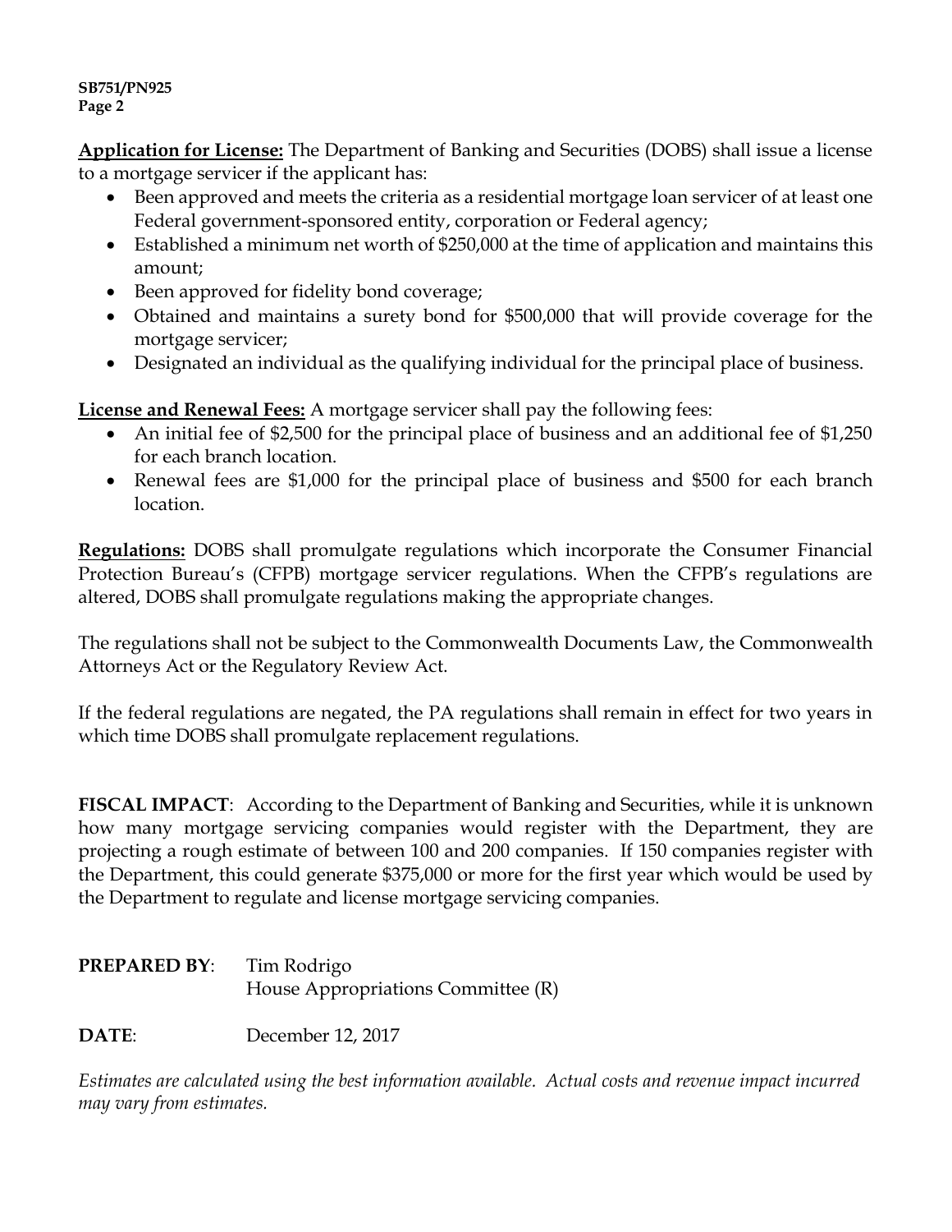**Application for License:** The Department of Banking and Securities (DOBS) shall issue a license to a mortgage servicer if the applicant has:

- Been approved and meets the criteria as a residential mortgage loan servicer of at least one Federal government-sponsored entity, corporation or Federal agency;
- Established a minimum net worth of $250,000 at the time of application and maintains this amount;
- Been approved for fidelity bond coverage;
- Obtained and maintains a surety bond for $500,000 that will provide coverage for the mortgage servicer;
- Designated an individual as the qualifying individual for the principal place of business.

**License and Renewal Fees:** A mortgage servicer shall pay the following fees:

- An initial fee of $2,500 for the principal place of business and an additional fee of $1,250 for each branch location.
- Renewal fees are $1,000 for the principal place of business and $500 for each branch location.

**Regulations:** DOBS shall promulgate regulations which incorporate the Consumer Financial Protection Bureau's (CFPB) mortgage servicer regulations. When the CFPB's regulations are altered, DOBS shall promulgate regulations making the appropriate changes.

The regulations shall not be subject to the Commonwealth Documents Law, the Commonwealth Attorneys Act or the Regulatory Review Act.

If the federal regulations are negated, the PA regulations shall remain in effect for two years in which time DOBS shall promulgate replacement regulations.

**FISCAL IMPACT**: According to the Department of Banking and Securities, while it is unknown how many mortgage servicing companies would register with the Department, they are projecting a rough estimate of between 100 and 200 companies. If 150 companies register with the Department, this could generate $375,000 or more for the first year which would be used by the Department to regulate and license mortgage servicing companies.

**PREPARED BY**: Tim Rodrigo
House Appropriations Committee (R)

**DATE**: December 12, 2017

*Estimates are calculated using the best information available. Actual costs and revenue impact incurred may vary from estimates.*